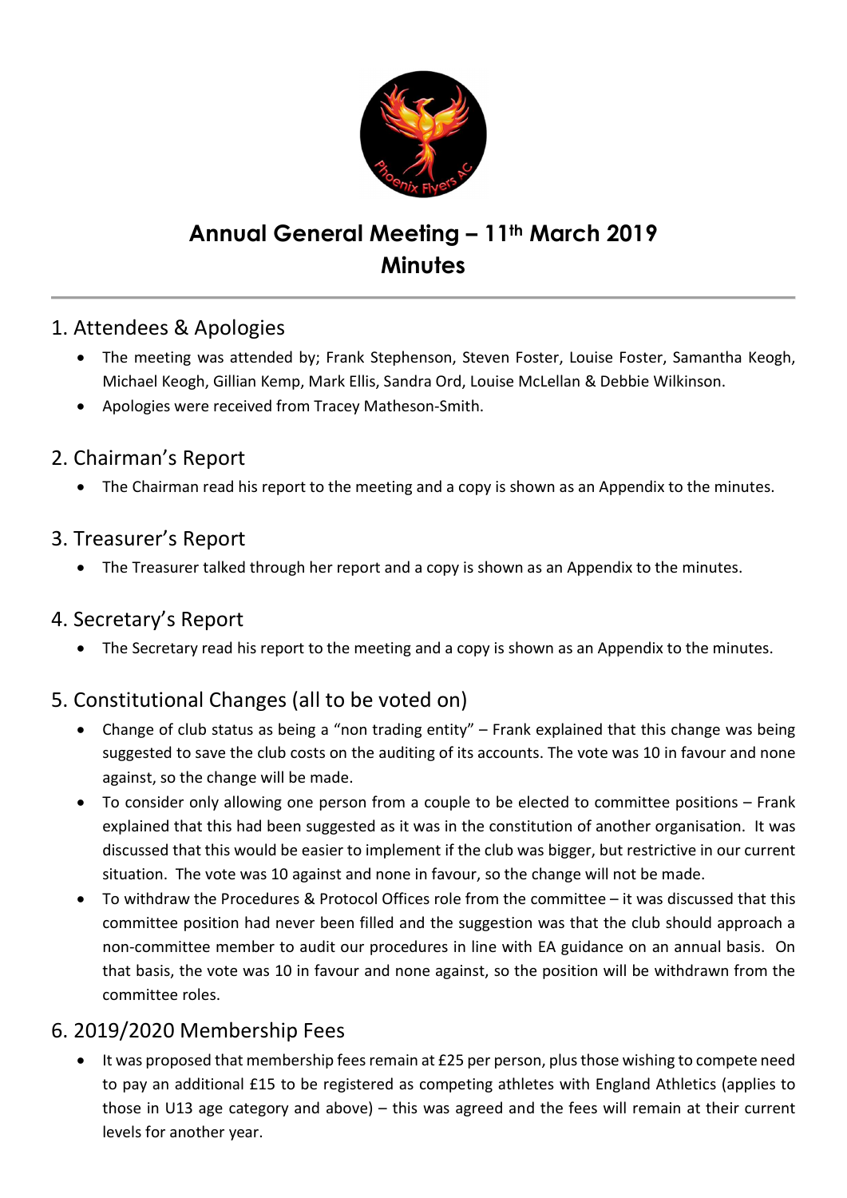# Annual General Meeting – 11th March 2019
# Minutes

## 1. Attendees & Apologies

- The meeting was attended by; Frank Stephenson, Steven Foster, Louise Foster, Samantha Keogh, Michael Keogh, Gillian Kemp, Mark Ellis, Sandra Ord, Louise McLellan & Debbie Wilkinson.
- Apologies were received from Tracey Matheson-Smith.

## 2. Chairman's Report

- The Chairman read his report to the meeting and a copy is shown as an Appendix to the minutes.

## 3. Treasurer's Report

- The Treasurer talked through her report and a copy is shown as an Appendix to the minutes.

## 4. Secretary's Report

- The Secretary read his report to the meeting and a copy is shown as an Appendix to the minutes.

## 5. Constitutional Changes (all to be voted on)

- Change of club status as being a "non trading entity" – Frank explained that this change was being suggested to save the club costs on the auditing of its accounts. The vote was 10 in favour and none against, so the change will be made.
- To consider only allowing one person from a couple to be elected to committee positions – Frank explained that this had been suggested as it was in the constitution of another organisation. It was discussed that this would be easier to implement if the club was bigger, but restrictive in our current situation. The vote was 10 against and none in favour, so the change will not be made.
- To withdraw the Procedures & Protocol Offices role from the committee – it was discussed that this committee position had never been filled and the suggestion was that the club should approach a non-committee member to audit our procedures in line with EA guidance on an annual basis. On that basis, the vote was 10 in favour and none against, so the position will be withdrawn from the committee roles.

## 6. 2019/2020 Membership Fees

- It was proposed that membership fees remain at £25 per person, plus those wishing to compete need to pay an additional £15 to be registered as competing athletes with England Athletics (applies to those in U13 age category and above) – this was agreed and the fees will remain at their current levels for another year.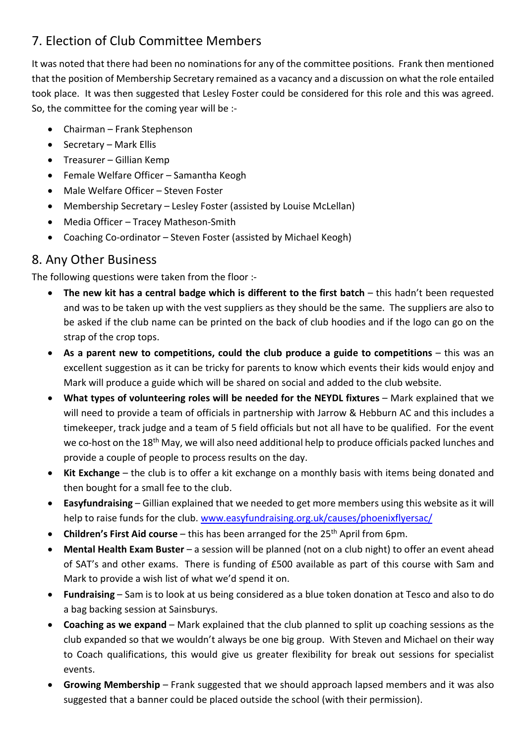## 7. Election of Club Committee Members

It was noted that there had been no nominations for any of the committee positions. Frank then mentioned that the position of Membership Secretary remained as a vacancy and a discussion on what the role entailed took place. It was then suggested that Lesley Foster could be considered for this role and this was agreed. So, the committee for the coming year will be :-

- Chairman – Frank Stephenson
- Secretary – Mark Ellis
- Treasurer – Gillian Kemp
- Female Welfare Officer – Samantha Keogh
- Male Welfare Officer – Steven Foster
- Membership Secretary – Lesley Foster (assisted by Louise McLellan)
- Media Officer – Tracey Matheson-Smith
- Coaching Co-ordinator – Steven Foster (assisted by Michael Keogh)

## 8. Any Other Business

The following questions were taken from the floor :-

- **The new kit has a central badge which is different to the first batch** – this hadn't been requested and was to be taken up with the vest suppliers as they should be the same. The suppliers are also to be asked if the club name can be printed on the back of club hoodies and if the logo can go on the strap of the crop tops.
- **As a parent new to competitions, could the club produce a guide to competitions** – this was an excellent suggestion as it can be tricky for parents to know which events their kids would enjoy and Mark will produce a guide which will be shared on social and added to the club website.
- **What types of volunteering roles will be needed for the NEYDL fixtures** – Mark explained that we will need to provide a team of officials in partnership with Jarrow & Hebburn AC and this includes a timekeeper, track judge and a team of 5 field officials but not all have to be qualified. For the event we co-host on the 18th May, we will also need additional help to produce officials packed lunches and provide a couple of people to process results on the day.
- **Kit Exchange** – the club is to offer a kit exchange on a monthly basis with items being donated and then bought for a small fee to the club.
- **Easyfundraising** – Gillian explained that we needed to get more members using this website as it will help to raise funds for the club. [www.easyfundraising.org.uk/causes/phoenixflyersac/](www.easyfundraising.org.uk/causes/phoenixflyersac/)
- **Children's First Aid course** – this has been arranged for the 25th April from 6pm.
- **Mental Health Exam Buster** – a session will be planned (not on a club night) to offer an event ahead of SAT's and other exams. There is funding of £500 available as part of this course with Sam and Mark to provide a wish list of what we'd spend it on.
- **Fundraising** – Sam is to look at us being considered as a blue token donation at Tesco and also to do a bag backing session at Sainsburys.
- **Coaching as we expand** – Mark explained that the club planned to split up coaching sessions as the club expanded so that we wouldn't always be one big group. With Steven and Michael on their way to Coach qualifications, this would give us greater flexibility for break out sessions for specialist events.
- **Growing Membership** – Frank suggested that we should approach lapsed members and it was also suggested that a banner could be placed outside the school (with their permission).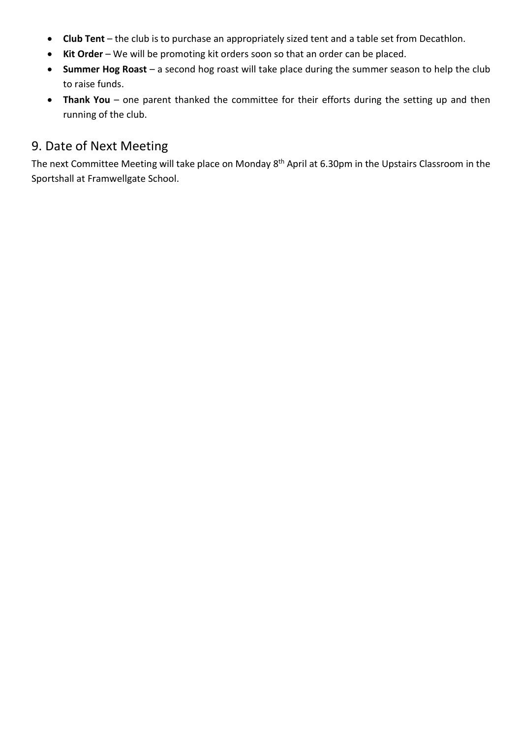- **Club Tent** – the club is to purchase an appropriately sized tent and a table set from Decathlon.
- **Kit Order** – We will be promoting kit orders soon so that an order can be placed.
- **Summer Hog Roast** – a second hog roast will take place during the summer season to help the club to raise funds.
- **Thank You** – one parent thanked the committee for their efforts during the setting up and then running of the club.

## 9. Date of Next Meeting

The next Committee Meeting will take place on Monday 8th April at 6.30pm in the Upstairs Classroom in the Sportshall at Framwellgate School.